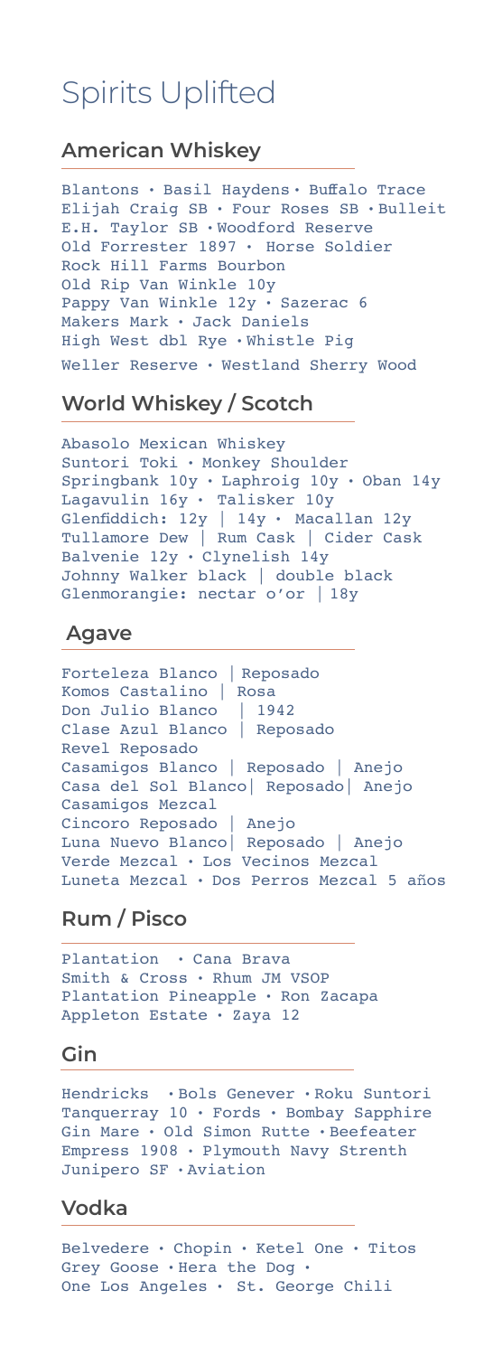# Spirits Uplifted

## American Whiskey

Blantons • Basil Haydens • Buffalo Trace
Elijah Craig SB • Four Roses SB • Bulleit
E.H. Taylor SB • Woodford Reserve
Old Forrester 1897 • Horse Soldier
Rock Hill Farms Bourbon
Old Rip Van Winkle 10y
Pappy Van Winkle 12y • Sazerac 6
Makers Mark • Jack Daniels
High West dbl Rye • Whistle Pig
Weller Reserve • Westland Sherry Wood

## World Whiskey / Scotch

Abasolo Mexican Whiskey
Suntori Toki • Monkey Shoulder
Springbank 10y • Laphroig 10y • Oban 14y
Lagavulin 16y • Talisker 10y
Glenfiddich: 12y | 14y • Macallan 12y
Tullamore Dew | Rum Cask | Cider Cask
Balvenie 12y • Clynelish 14y
Johnny Walker black | double black
Glenmorangie: nectar o'or | 18y

## Agave

Forteleza Blanco | Reposado
Komos Castalino | Rosa
Don Julio Blanco | 1942
Clase Azul Blanco | Reposado
Revel Reposado
Casamigos Blanco | Reposado | Anejo
Casa del Sol Blanco| Reposado| Anejo
Casamigos Mezcal
Cincoro Reposado | Anejo
Luna Nuevo Blanco| Reposado | Anejo
Verde Mezcal • Los Vecinos Mezcal
Luneta Mezcal • Dos Perros Mezcal 5 años

## Rum / Pisco

Plantation • Cana Brava
Smith & Cross • Rhum JM VSOP
Plantation Pineapple • Ron Zacapa
Appleton Estate • Zaya 12

## Gin

Hendricks • Bols Genever • Roku Suntori
Tanquerray 10 • Fords • Bombay Sapphire
Gin Mare • Old Simon Rutte • Beefeater
Empress 1908 • Plymouth Navy Strenth
Junipero SF • Aviation

## Vodka

Belvedere • Chopin • Ketel One • Titos
Grey Goose • Hera the Dog •
One Los Angeles • St. George Chili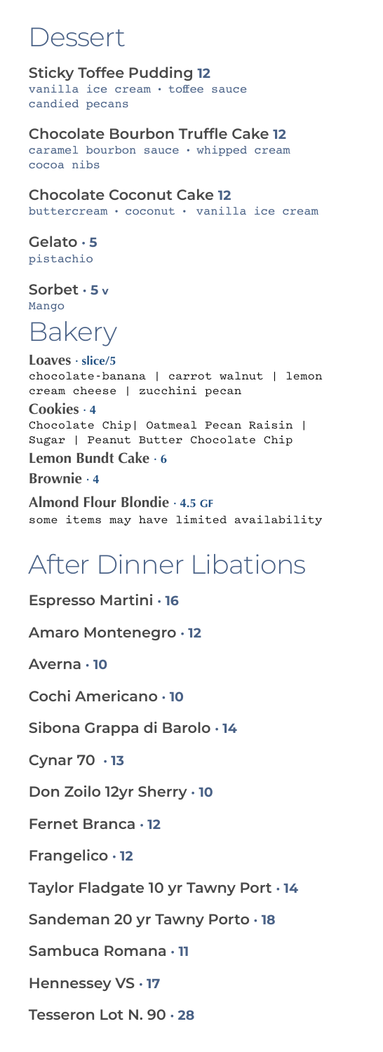# Dessert

**Sticky Toffee Pudding 12**
vanilla ice cream • toffee sauce
candied pecans

**Chocolate Bourbon Truffle Cake 12**
caramel bourbon sauce • whipped cream
cocoa nibs

**Chocolate Coconut Cake 12**
buttercream • coconut • vanilla ice cream

**Gelato • 5**
pistachio

**Sorbet • 5 v**
Mango

# Bakery

**Loaves · slice/5**
chocolate-banana | carrot walnut | lemon cream cheese | zucchini pecan

**Cookies · 4**
Chocolate Chip| Oatmeal Pecan Raisin | Sugar | Peanut Butter Chocolate Chip

**Lemon Bundt Cake · 6**

**Brownie · 4**

**Almond Flour Blondie · 4.5 GF**
some items may have limited availability

# After Dinner Libations

**Espresso Martini • 16**

**Amaro Montenegro • 12**

**Averna • 10**

**Cochi Americano • 10**

**Sibona Grappa di Barolo • 14**

**Cynar 70 • 13**

**Don Zoilo 12yr Sherry • 10**

**Fernet Branca • 12**

**Frangelico • 12**

**Taylor Fladgate 10 yr Tawny Port • 14**

**Sandeman 20 yr Tawny Porto • 18**

**Sambuca Romana • 11**

**Hennessey VS • 17**

**Tesseron Lot N. 90 • 28**